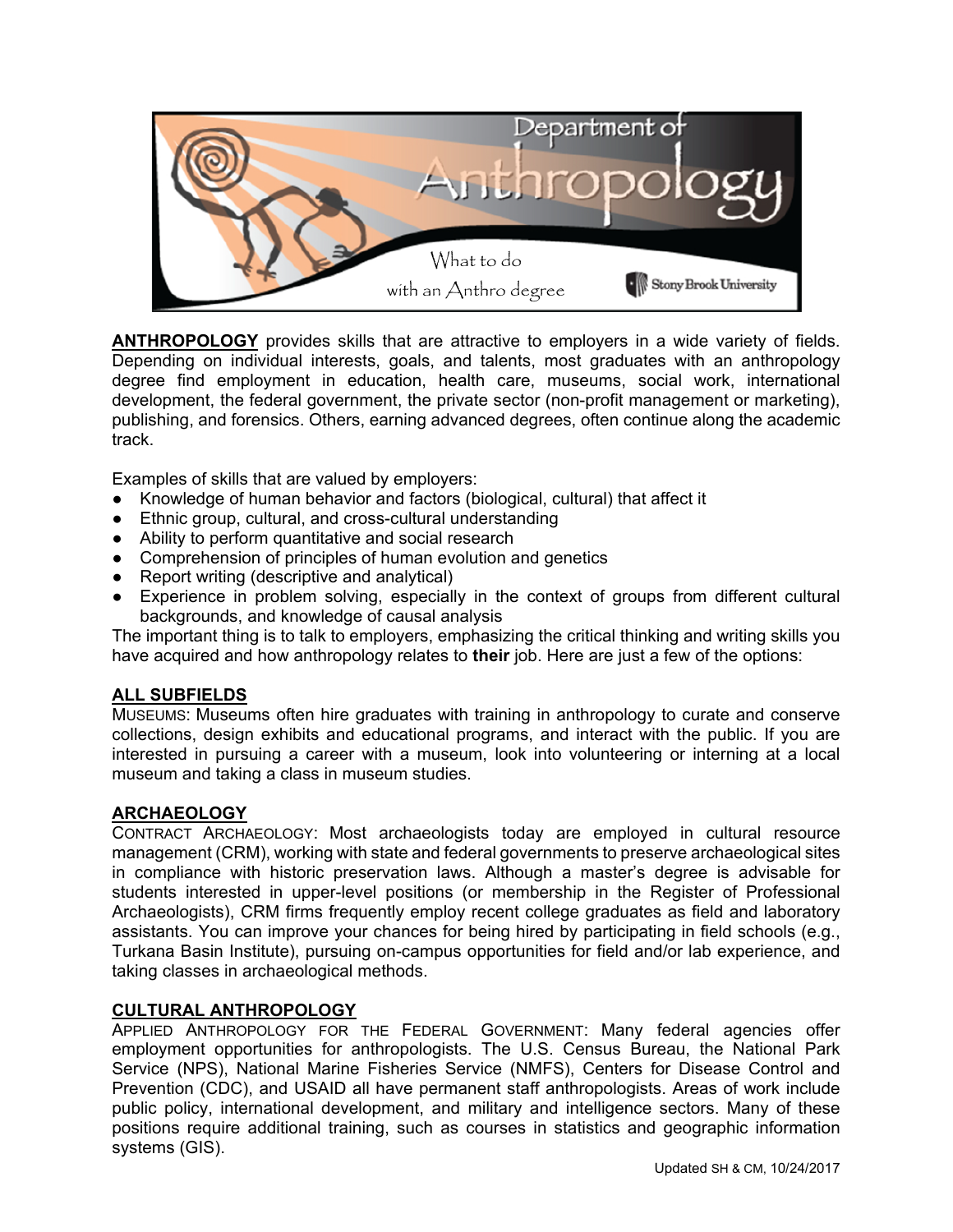# Department of Anthropology

What to do with an Anthro degree

Stony Brook University

**ANTHROPOLOGY** provides skills that are attractive to employers in a wide variety of fields. Depending on individual interests, goals, and talents, most graduates with an anthropology degree find employment in education, health care, museums, social work, international development, the federal government, the private sector (non-profit management or marketing), publishing, and forensics. Others, earning advanced degrees, often continue along the academic track.

Examples of skills that are valued by employers:

- Knowledge of human behavior and factors (biological, cultural) that affect it
- Ethnic group, cultural, and cross-cultural understanding
- Ability to perform quantitative and social research
- Comprehension of principles of human evolution and genetics
- Report writing (descriptive and analytical)
- Experience in problem solving, especially in the context of groups from different cultural backgrounds, and knowledge of causal analysis

The important thing is to talk to employers, emphasizing the critical thinking and writing skills you have acquired and how anthropology relates to **their** job. Here are just a few of the options:

## ALL SUBFIELDS

MUSEUMS: Museums often hire graduates with training in anthropology to curate and conserve collections, design exhibits and educational programs, and interact with the public. If you are interested in pursuing a career with a museum, look into volunteering or interning at a local museum and taking a class in museum studies.

## ARCHAEOLOGY

CONTRACT ARCHAEOLOGY: Most archaeologists today are employed in cultural resource management (CRM), working with state and federal governments to preserve archaeological sites in compliance with historic preservation laws. Although a master's degree is advisable for students interested in upper-level positions (or membership in the Register of Professional Archaeologists), CRM firms frequently employ recent college graduates as field and laboratory assistants. You can improve your chances for being hired by participating in field schools (e.g., Turkana Basin Institute), pursuing on-campus opportunities for field and/or lab experience, and taking classes in archaeological methods.

## CULTURAL ANTHROPOLOGY

APPLIED ANTHROPOLOGY FOR THE FEDERAL GOVERNMENT: Many federal agencies offer employment opportunities for anthropologists. The U.S. Census Bureau, the National Park Service (NPS), National Marine Fisheries Service (NMFS), Centers for Disease Control and Prevention (CDC), and USAID all have permanent staff anthropologists. Areas of work include public policy, international development, and military and intelligence sectors. Many of these positions require additional training, such as courses in statistics and geographic information systems (GIS).

Updated SH & CM, 10/24/2017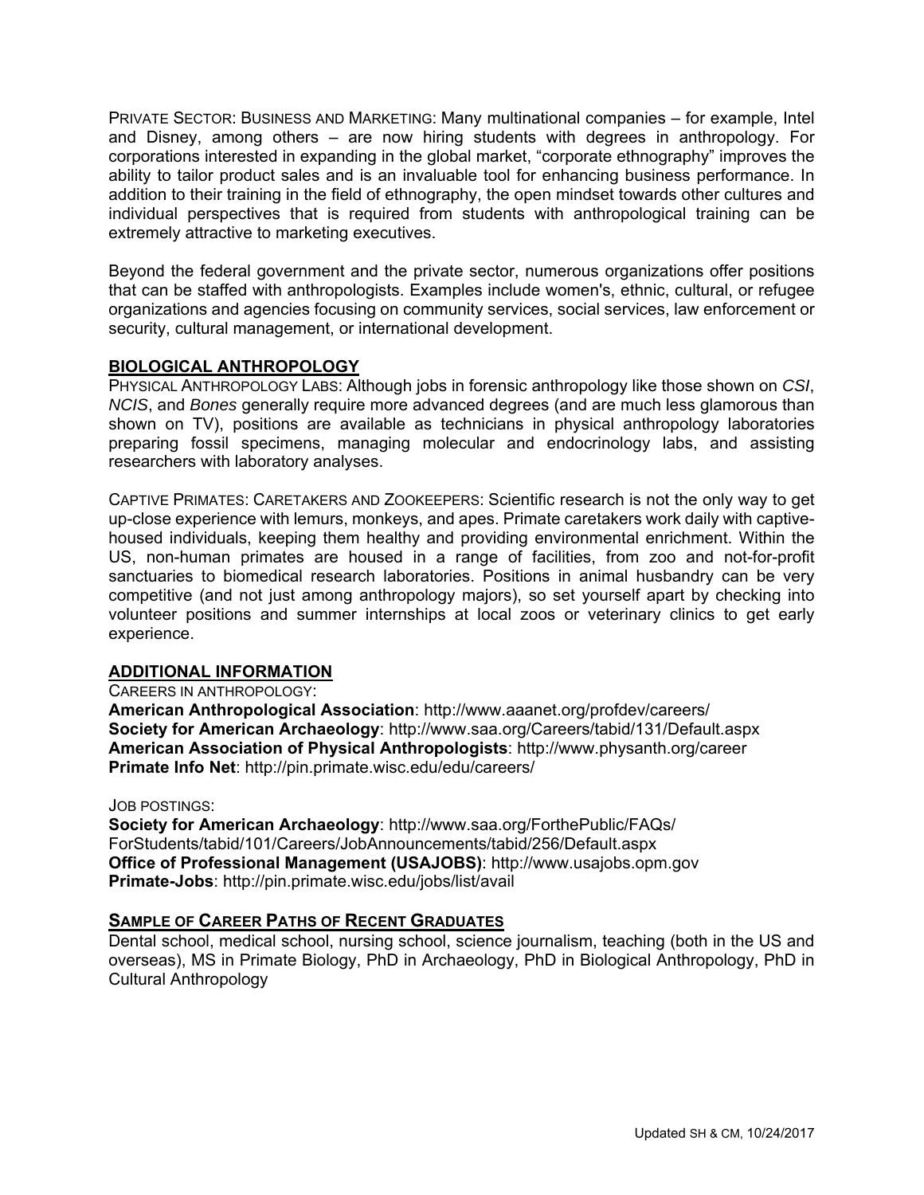PRIVATE SECTOR: BUSINESS AND MARKETING: Many multinational companies – for example, Intel and Disney, among others – are now hiring students with degrees in anthropology. For corporations interested in expanding in the global market, "corporate ethnography" improves the ability to tailor product sales and is an invaluable tool for enhancing business performance. In addition to their training in the field of ethnography, the open mindset towards other cultures and individual perspectives that is required from students with anthropological training can be extremely attractive to marketing executives.

Beyond the federal government and the private sector, numerous organizations offer positions that can be staffed with anthropologists. Examples include women's, ethnic, cultural, or refugee organizations and agencies focusing on community services, social services, law enforcement or security, cultural management, or international development.

## BIOLOGICAL ANTHROPOLOGY

PHYSICAL ANTHROPOLOGY LABS: Although jobs in forensic anthropology like those shown on *CSI*, *NCIS*, and *Bones* generally require more advanced degrees (and are much less glamorous than shown on TV), positions are available as technicians in physical anthropology laboratories preparing fossil specimens, managing molecular and endocrinology labs, and assisting researchers with laboratory analyses.

CAPTIVE PRIMATES: CARETAKERS AND ZOOKEEPERS: Scientific research is not the only way to get up-close experience with lemurs, monkeys, and apes. Primate caretakers work daily with captive-housed individuals, keeping them healthy and providing environmental enrichment. Within the US, non-human primates are housed in a range of facilities, from zoo and not-for-profit sanctuaries to biomedical research laboratories. Positions in animal husbandry can be very competitive (and not just among anthropology majors), so set yourself apart by checking into volunteer positions and summer internships at local zoos or veterinary clinics to get early experience.

## ADDITIONAL INFORMATION

CAREERS IN ANTHROPOLOGY:

**American Anthropological Association**: http://www.aaanet.org/profdev/careers/
**Society for American Archaeology**: http://www.saa.org/Careers/tabid/131/Default.aspx
**American Association of Physical Anthropologists**: http://www.physanth.org/career
**Primate Info Net**: http://pin.primate.wisc.edu/edu/careers/

JOB POSTINGS:

**Society for American Archaeology**: http://www.saa.org/ForthePublic/FAQs/ForStudents/tabid/101/Careers/JobAnnouncements/tabid/256/Default.aspx
**Office of Professional Management (USAJOBS)**: http://www.usajobs.opm.gov
**Primate-Jobs**: http://pin.primate.wisc.edu/jobs/list/avail

## SAMPLE OF CAREER PATHS OF RECENT GRADUATES

Dental school, medical school, nursing school, science journalism, teaching (both in the US and overseas), MS in Primate Biology, PhD in Archaeology, PhD in Biological Anthropology, PhD in Cultural Anthropology

Updated SH & CM, 10/24/2017